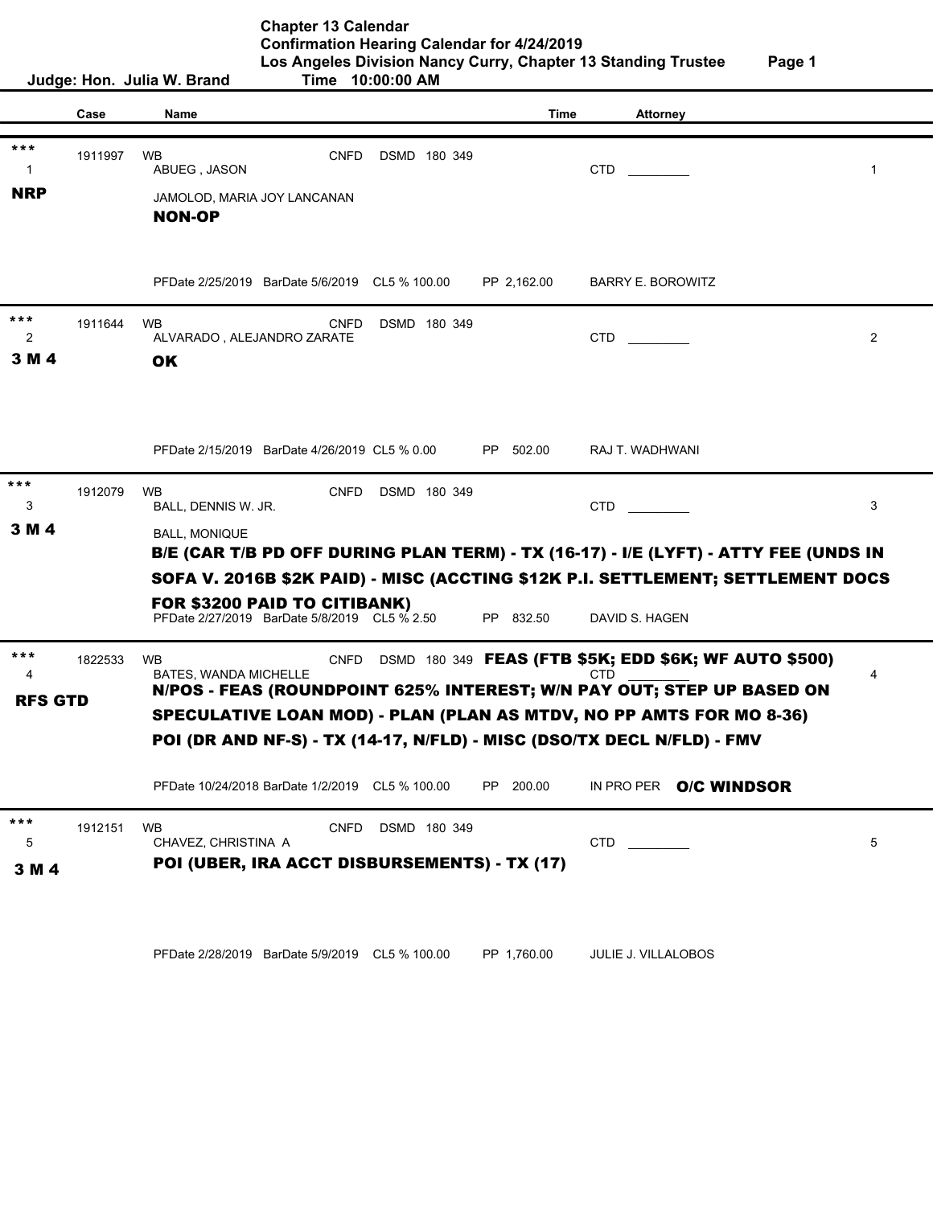# Chapter 13 Calendar

## Confirmation Hearing Calendar for 4/24/2019

**Los Angeles Division Nancy Curry, Chapter 13 Standing Trustee**

**Judge: Hon. Julia W. Brand** — **Time 10:00:00 AM**

| | Case | Name | | Time | Attorney | |
|---|---|---|---|---|---|---|
| *** 1 **NRP** | 1911997 | WB ABUEG , JASON<br>JAMOLOD, MARIA JOY LANCANAN<br>**NON-OP** | CNFD DSMD 180 349 | | CTD _________ | 1 |
| | | PFDate 2/25/2019 BarDate 5/6/2019 CL5 % 100.00 | | PP 2,162.00 | BARRY E. BOROWITZ | |
| *** 2 **3 M 4** | 1911644 | WB ALVARADO , ALEJANDRO ZARATE<br>**OK** | CNFD DSMD 180 349 | | CTD _________ | 2 |
| | | PFDate 2/15/2019 BarDate 4/26/2019 CL5 % 0.00 | | PP 502.00 | RAJ T. WADHWANI | |
| *** 3 **3 M 4** | 1912079 | WB BALL, DENNIS W. JR.<br>BALL, MONIQUE<br>**B/E (CAR T/B PD OFF DURING PLAN TERM) - TX (16-17) - I/E (LYFT) - ATTY FEE (UNDS IN SOFA V. 2016B $2K PAID) - MISC (ACCTING $12K P.I. SETTLEMENT; SETTLEMENT DOCS FOR $3200 PAID TO CITIBANK)** | CNFD DSMD 180 349 | | CTD _________ | 3 |
| | | PFDate 2/27/2019 BarDate 5/8/2019 CL5 % 2.50 | | PP 832.50 | DAVID S. HAGEN | |
| *** 4 **RFS GTD** | 1822533 | WB BATES, WANDA MICHELLE<br>**N/POS - FEAS (ROUNDPOINT 625% INTEREST; W/N PAY OUT; STEP UP BASED ON SPECULATIVE LOAN MOD) - PLAN (PLAN AS MTDV, NO PP AMTS FOR MO 8-36) POI (DR AND NF-S) - TX (14-17, N/FLD) - MISC (DSO/TX DECL N/FLD) - FMV** | CNFD DSMD 180 349 **FEAS (FTB $5K; EDD $6K; WF AUTO $500)** | | CTD _________ | 4 |
| | | PFDate 10/24/2018 BarDate 1/2/2019 CL5 % 100.00 | | PP 200.00 | IN PRO PER **O/C WINDSOR** | |
| *** 5 **3 M 4** | 1912151 | WB CHAVEZ, CHRISTINA A<br>**POI (UBER, IRA ACCT DISBURSEMENTS) - TX (17)** | CNFD DSMD 180 349 | | CTD _________ | 5 |
| | | PFDate 2/28/2019 BarDate 5/9/2019 CL5 % 100.00 | | PP 1,760.00 | JULIE J. VILLALOBOS | |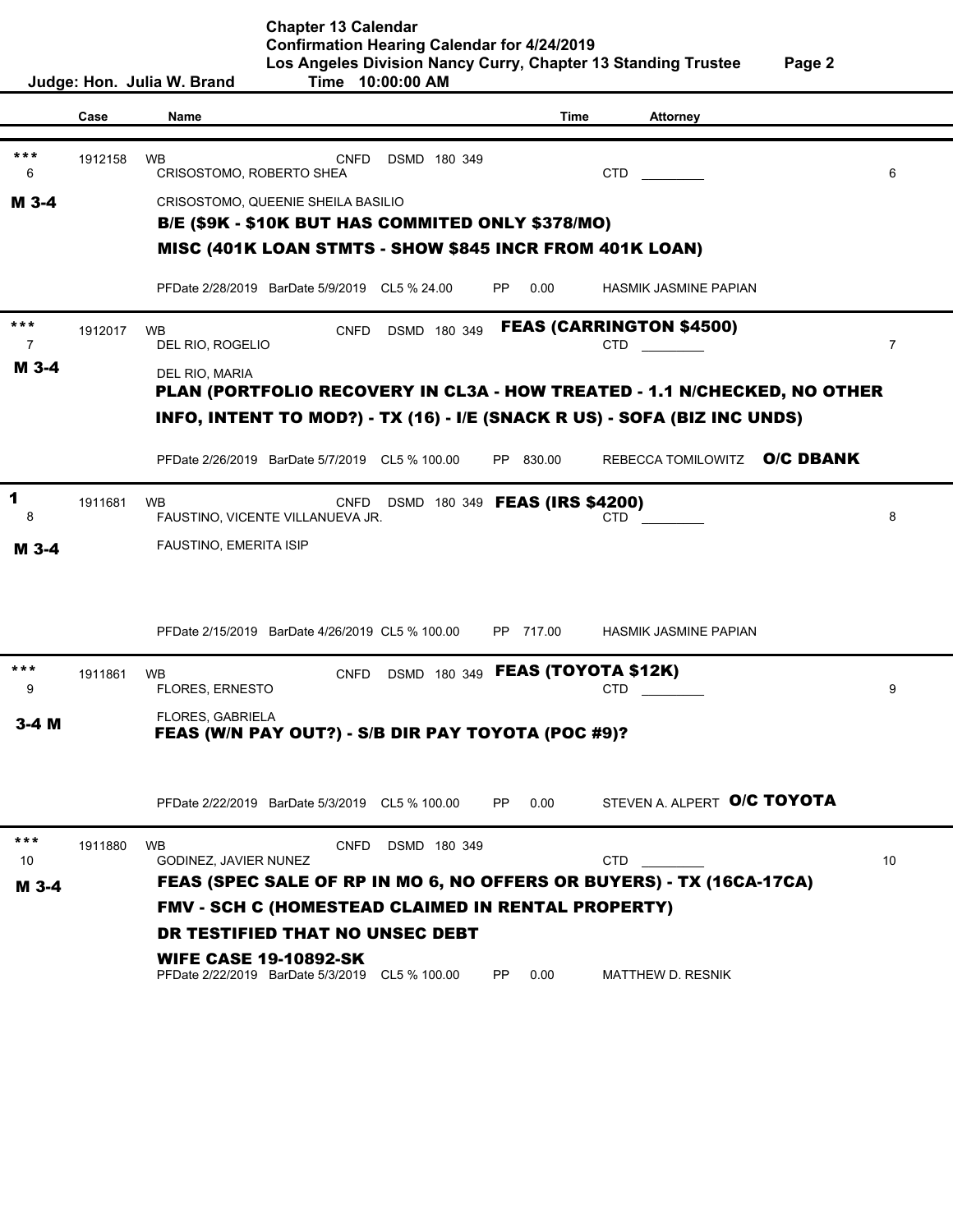Chapter 13 Calendar
Confirmation Hearing Calendar for 4/24/2019
Los Angeles Division Nancy Curry, Chapter 13 Standing Trustee

Judge: Hon. Julia W. Brand    Time 10:00:00 AM

| | Case | Name | Time | Attorney | |
|---|---|---|---|---|---|
| *** 6 M 3-4 | 1912158 | WB CRISOSTOMO, ROBERTO SHEA CNFD DSMD 180 349<br>CRISOSTOMO, QUEENIE SHEILA BASILIO<br>**B/E ($9K - $10K BUT HAS COMMITED ONLY $378/MO)**<br>**MISC (401K LOAN STMTS - SHOW $845 INCR FROM 401K LOAN)**<br>PFDate 2/28/2019 BarDate 5/9/2019 CL5 % 24.00 PP 0.00 | | CTD ________<br>HASMIK JASMINE PAPIAN | 6 |
| *** 7 M 3-4 | 1912017 | WB DEL RIO, ROGELIO CNFD DSMD 180 349<br>DEL RIO, MARIA<br>**PLAN (PORTFOLIO RECOVERY IN CL3A - HOW TREATED - 1.1 N/CHECKED, NO OTHER INFO, INTENT TO MOD?) - TX (16) - I/E (SNACK R US) - SOFA (BIZ INC UNDS)**<br>PFDate 2/26/2019 BarDate 5/7/2019 CL5 % 100.00 PP 830.00 | **FEAS (CARRINGTON $4500)** | CTD ________<br>REBECCA TOMILOWITZ **O/C DBANK** | 7 |
| 1 8 M 3-4 | 1911681 | WB FAUSTINO, VICENTE VILLANUEVA JR. CNFD DSMD 180 349<br>FAUSTINO, EMERITA ISIP<br>PFDate 2/15/2019 BarDate 4/26/2019 CL5 % 100.00 PP 717.00 | **FEAS (IRS $4200)** | CTD ________<br>HASMIK JASMINE PAPIAN | 8 |
| *** 9 3-4 M | 1911861 | WB FLORES, ERNESTO CNFD DSMD 180 349<br>FLORES, GABRIELA<br>**FEAS (W/N PAY OUT?) - S/B DIR PAY TOYOTA (POC #9)?**<br>PFDate 2/22/2019 BarDate 5/3/2019 CL5 % 100.00 PP 0.00 | **FEAS (TOYOTA $12K)** | CTD ________<br>STEVEN A. ALPERT **O/C TOYOTA** | 9 |
| *** 10 M 3-4 | 1911880 | WB GODINEZ, JAVIER NUNEZ CNFD DSMD 180 349<br>**FEAS (SPEC SALE OF RP IN MO 6, NO OFFERS OR BUYERS) - TX (16CA-17CA)**<br>**FMV - SCH C (HOMESTEAD CLAIMED IN RENTAL PROPERTY)**<br>**DR TESTIFIED THAT NO UNSEC DEBT**<br>**WIFE CASE 19-10892-SK**<br>PFDate 2/22/2019 BarDate 5/3/2019 CL5 % 100.00 PP 0.00 | | CTD ________<br>MATTHEW D. RESNIK | 10 |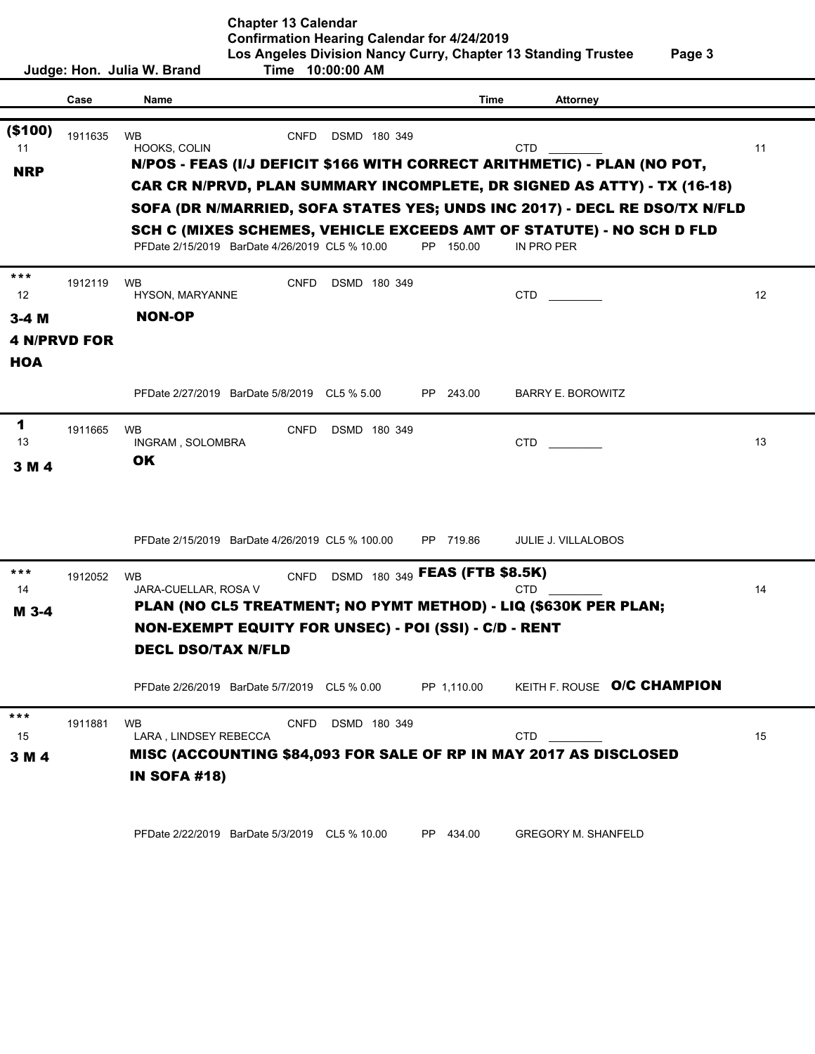**Chapter 13 Calendar**
**Confirmation Hearing Calendar for 4/24/2019**
**Los Angeles Division Nancy Curry, Chapter 13 Standing Trustee**

**Judge: Hon. Julia W. Brand** **Time 10:00:00 AM**

| | Case | Name | | Time | Attorney | |
|---|---|---|---|---|---|---|
| **($100)** 11 **NRP** | 1911635 | WB HOOKS, COLIN | CNFD DSMD 180 349 | | CTD ________ | 11 |
| | | **N/POS - FEAS (I/J DEFICIT $166 WITH CORRECT ARITHMETIC) - PLAN (NO POT, CAR CR N/PRVD, PLAN SUMMARY INCOMPLETE, DR SIGNED AS ATTY) - TX (16-18) SOFA (DR N/MARRIED, SOFA STATES YES; UNDS INC 2017) - DECL RE DSO/TX N/FLD SCH C (MIXES SCHEMES, VEHICLE EXCEEDS AMT OF STATUTE) - NO SCH D FLD** | | | | |
| | | PFDate 2/15/2019 BarDate 4/26/2019 CL5 % 10.00 | | PP 150.00 | IN PRO PER | |
| **\*\*\*** 12 **3-4 M** **4 N/PRVD FOR HOA** | 1912119 | WB HYSON, MARYANNE | CNFD DSMD 180 349 | | CTD ________ | 12 |
| | | **NON-OP** | | | | |
| | | PFDate 2/27/2019 BarDate 5/8/2019 CL5 % 5.00 | | PP 243.00 | BARRY E. BOROWITZ | |
| **1** 13 **3 M 4** | 1911665 | WB INGRAM , SOLOMBRA | CNFD DSMD 180 349 | | CTD ________ | 13 |
| | | **OK** | | | | |
| | | PFDate 2/15/2019 BarDate 4/26/2019 CL5 % 100.00 | | PP 719.86 | JULIE J. VILLALOBOS | |
| **\*\*\*** 14 **M 3-4** | 1912052 | WB JARA-CUELLAR, ROSA V | CNFD DSMD 180 349 **FEAS (FTB $8.5K)** | | CTD ________ | 14 |
| | | **PLAN (NO CL5 TREATMENT; NO PYMT METHOD) - LIQ ($630K PER PLAN; NON-EXEMPT EQUITY FOR UNSEC) - POI (SSI) - C/D - RENT DECL DSO/TAX N/FLD** | | | | |
| | | PFDate 2/26/2019 BarDate 5/7/2019 CL5 % 0.00 | | PP 1,110.00 | KEITH F. ROUSE **O/C CHAMPION** | |
| **\*\*\*** 15 **3 M 4** | 1911881 | WB LARA , LINDSEY REBECCA | CNFD DSMD 180 349 | | CTD ________ | 15 |
| | | **MISC (ACCOUNTING $84,093 FOR SALE OF RP IN MAY 2017 AS DISCLOSED IN SOFA #18)** | | | | |
| | | PFDate 2/22/2019 BarDate 5/3/2019 CL5 % 10.00 | | PP 434.00 | GREGORY M. SHANFELD | |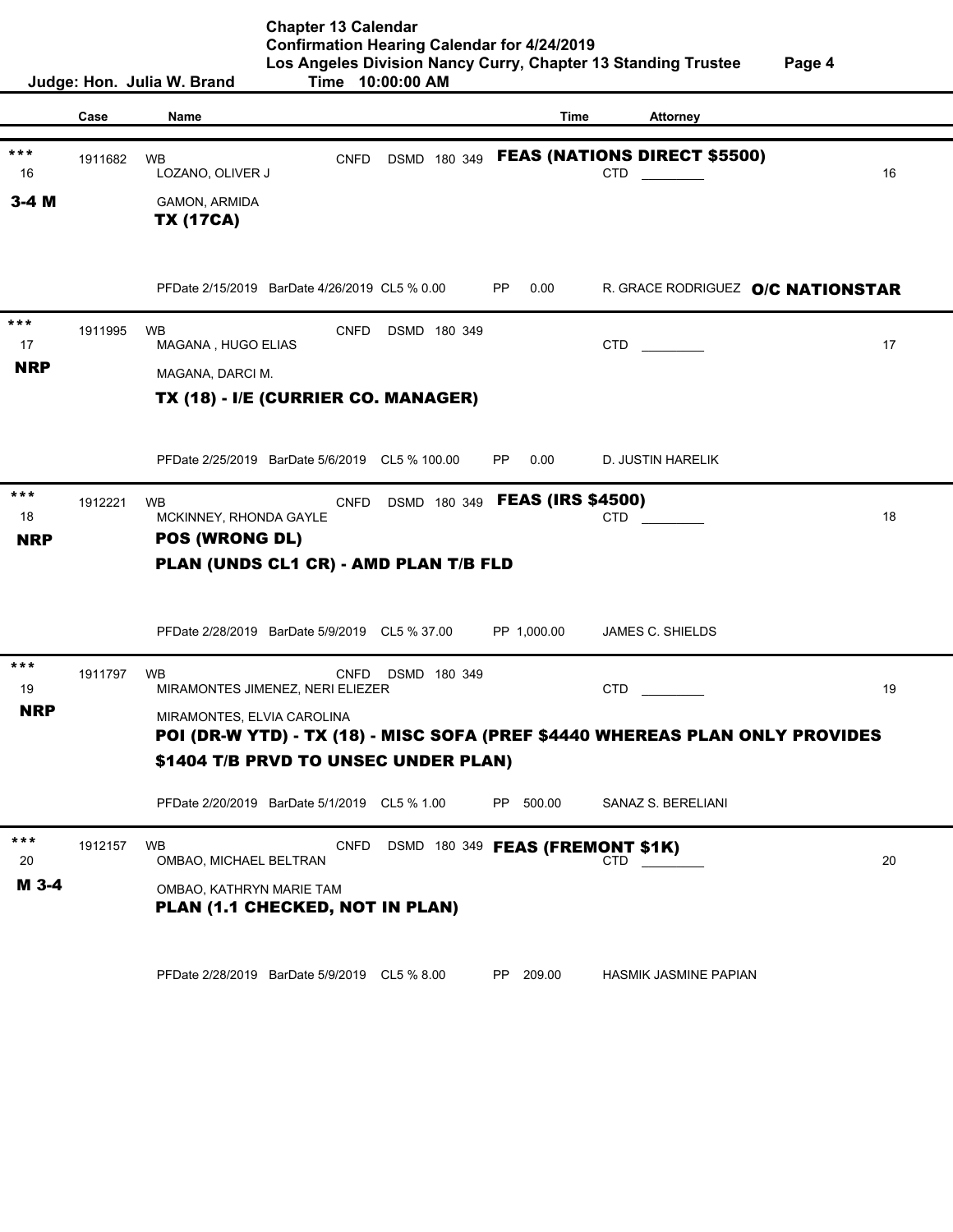# Chapter 13 Calendar
## Confirmation Hearing Calendar for 4/24/2019
## Los Angeles Division Nancy Curry, Chapter 13 Standing Trustee

**Judge: Hon. Julia W. Brand** — **Time 10:00:00 AM**

| | Case | Name | | Time | Attorney | |
|---|---|---|---|---|---|---|
| *** 16 **3-4 M** | 1911682 | WB LOZANO, OLIVER J<br>GAMON, ARMIDA<br>**TX (17CA)**<br>PFDate 2/15/2019 BarDate 4/26/2019 CL5 % 0.00 | CNFD DSMD 180 349 | **FEAS (NATIONS DIRECT $5500)**<br>PP 0.00 | CTD ________<br>R. GRACE RODRIGUEZ **O/C NATIONSTAR** | 16 |
| *** 17 **NRP** | 1911995 | WB MAGANA , HUGO ELIAS<br>MAGANA, DARCI M.<br>**TX (18) - I/E (CURRIER CO. MANAGER)**<br>PFDate 2/25/2019 BarDate 5/6/2019 CL5 % 100.00 | CNFD DSMD 180 349 | PP 0.00 | CTD ________<br>D. JUSTIN HARELIK | 17 |
| *** 18 **NRP** | 1912221 | WB MCKINNEY, RHONDA GAYLE<br>**POS (WRONG DL)**<br>**PLAN (UNDS CL1 CR) - AMD PLAN T/B FLD**<br>PFDate 2/28/2019 BarDate 5/9/2019 CL5 % 37.00 | CNFD DSMD 180 349 | **FEAS (IRS $4500)**<br>PP 1,000.00 | CTD ________<br>JAMES C. SHIELDS | 18 |
| *** 19 **NRP** | 1911797 | WB MIRAMONTES JIMENEZ, NERI ELIEZER<br>MIRAMONTES, ELVIA CAROLINA<br>**POI (DR-W YTD) - TX (18) - MISC SOFA (PREF $4440 WHEREAS PLAN ONLY PROVIDES $1404 T/B PRVD TO UNSEC UNDER PLAN)**<br>PFDate 2/20/2019 BarDate 5/1/2019 CL5 % 1.00 | CNFD DSMD 180 349 | PP 500.00 | CTD ________<br>SANAZ S. BERELIANI | 19 |
| *** 20 **M 3-4** | 1912157 | WB OMBAO, MICHAEL BELTRAN<br>OMBAO, KATHRYN MARIE TAM<br>**PLAN (1.1 CHECKED, NOT IN PLAN)**<br>PFDate 2/28/2019 BarDate 5/9/2019 CL5 % 8.00 | CNFD DSMD 180 349 | **FEAS (FREMONT $1K)**<br>PP 209.00 | CTD ________<br>HASMIK JASMINE PAPIAN | 20 |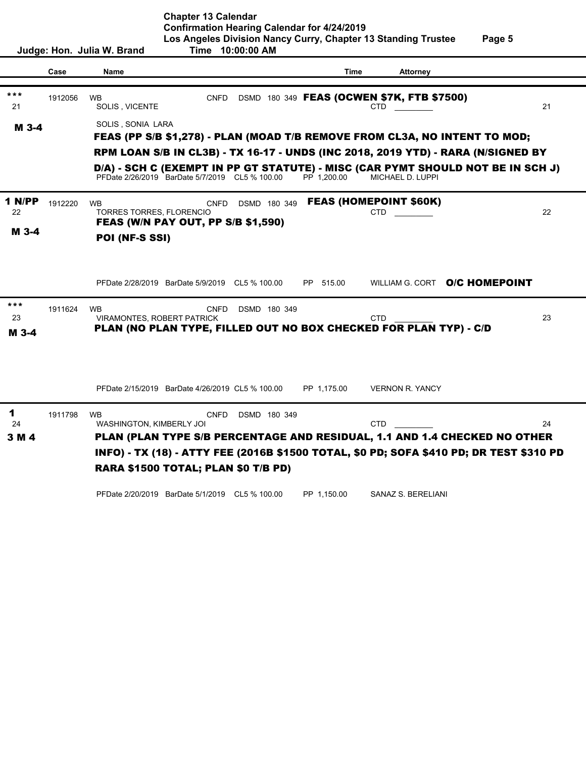# Chapter 13 Calendar

**Confirmation Hearing Calendar for 4/24/2019**

**Los Angeles Division Nancy Curry, Chapter 13 Standing Trustee**

**Judge: Hon. Julia W. Brand** — **Time 10:00:00 AM**

| | Case | Name | Time | Attorney | |
|---|---|---|---|---|---|
| *** 21 M 3-4 | 1912056 | WB SOLIS , VICENTE / SOLIS , SONIA LARA — CNFD DSMD 180 349 **FEAS (OCWEN $7K, FTB $7500)** **FEAS (PP S/B $1,278) - PLAN (MOAD T/B REMOVE FROM CL3A, NO INTENT TO MOD; RPM LOAN S/B IN CL3B) - TX 16-17 - UNDS (INC 2018, 2019 YTD) - RARA (N/SIGNED BY D/A) - SCH C (EXEMPT IN PP GT STATUTE) - MISC (CAR PYMT SHOULD NOT BE IN SCH J)** PFDate 2/26/2019 BarDate 5/7/2019 CL5 % 100.00 | PP 1,200.00 | CTD ________ MICHAEL D. LUPPI | 21 |
| 1 N/PP 22 M 3-4 | 1912220 | WB TORRES TORRES, FLORENCIO — CNFD DSMD 180 349 **FEAS (HOMEPOINT $60K)** **FEAS (W/N PAY OUT, PP S/B $1,590)** **POI (NF-S SSI)** PFDate 2/28/2019 BarDate 5/9/2019 CL5 % 100.00 | PP 515.00 | CTD ________ WILLIAM G. CORT **O/C HOMEPOINT** | 22 |
| *** 23 M 3-4 | 1911624 | WB VIRAMONTES, ROBERT PATRICK — CNFD DSMD 180 349 **PLAN (NO PLAN TYPE, FILLED OUT NO BOX CHECKED FOR PLAN TYP) - C/D** PFDate 2/15/2019 BarDate 4/26/2019 CL5 % 100.00 | PP 1,175.00 | CTD ________ VERNON R. YANCY | 23 |
| 1 24 3 M 4 | 1911798 | WB WASHINGTON, KIMBERLY JOI — CNFD DSMD 180 349 **PLAN (PLAN TYPE S/B PERCENTAGE AND RESIDUAL, 1.1 AND 1.4 CHECKED NO OTHER INFO) - TX (18) - ATTY FEE (2016B $1500 TOTAL, $0 PD; SOFA $410 PD; DR TEST $310 PD RARA $1500 TOTAL; PLAN $0 T/B PD)** PFDate 2/20/2019 BarDate 5/1/2019 CL5 % 100.00 | PP 1,150.00 | CTD ________ SANAZ S. BERELIANI | 24 |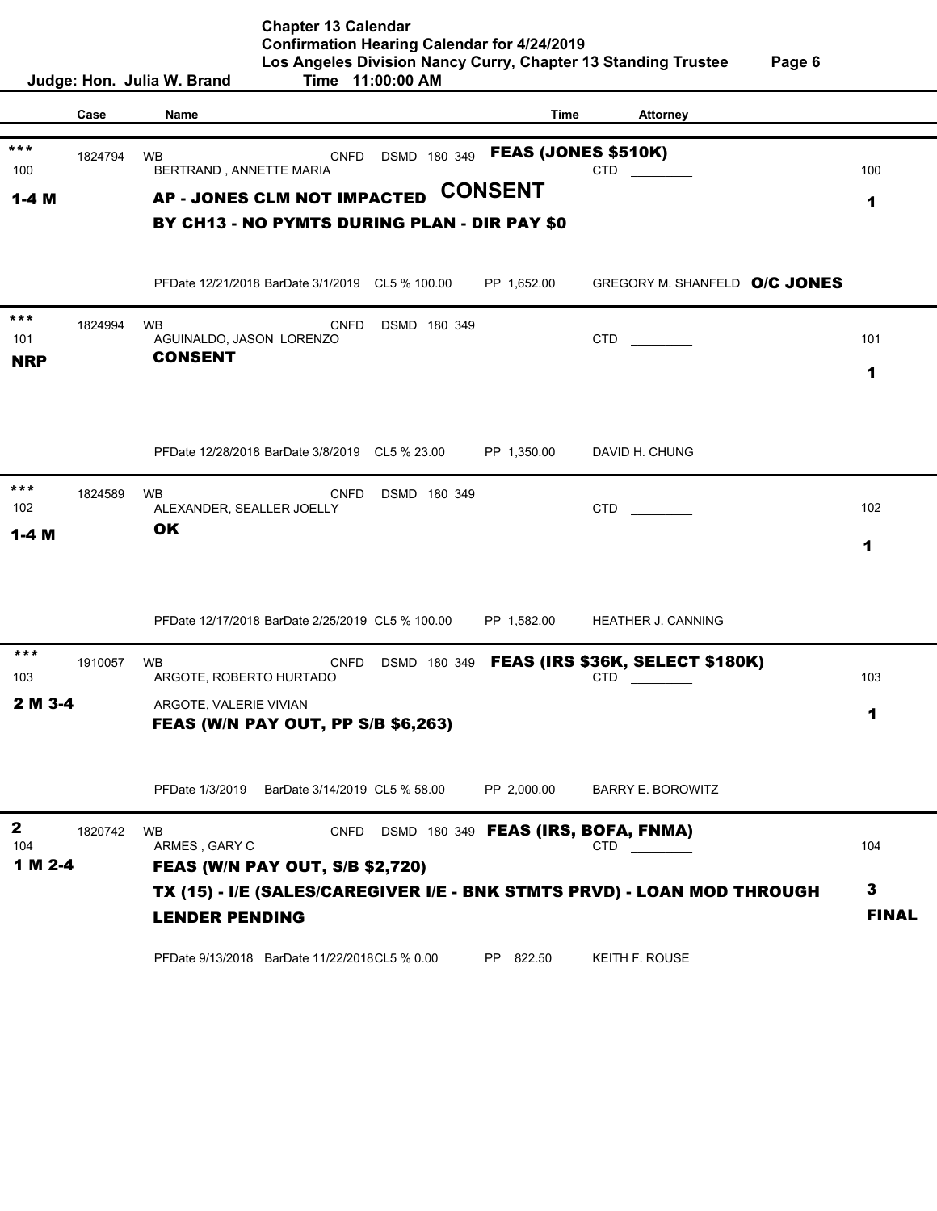**Chapter 13 Calendar**
**Confirmation Hearing Calendar for 4/24/2019**
**Los Angeles Division Nancy Curry, Chapter 13 Standing Trustee**

**Judge: Hon. Julia W. Brand** **Time 11:00:00 AM**

| | Case | Name | Time | Attorney | |
|---|---|---|---|---|---|
| *** 100 **1-4 M** | 1824794 | WB CNFD DSMD 180 349 BERTRAND , ANNETTE MARIA **AP - JONES CLM NOT IMPACTED BY CH13 - NO PYMTS DURING PLAN - DIR PAY $0** **CONSENT** PFDate 12/21/2018 BarDate 3/1/2019 CL5 % 100.00 PP 1,652.00 | **FEAS (JONES $510K)** | CTD ________ GREGORY M. SHANFELD **O/C JONES** | 100 **1** |
| *** 101 **NRP** | 1824994 | WB CNFD DSMD 180 349 AGUINALDO, JASON LORENZO **CONSENT** PFDate 12/28/2018 BarDate 3/8/2019 CL5 % 23.00 PP 1,350.00 | | CTD ________ DAVID H. CHUNG | 101 **1** |
| *** 102 **1-4 M** | 1824589 | WB CNFD DSMD 180 349 ALEXANDER, SEALLER JOELLY **OK** PFDate 12/17/2018 BarDate 2/25/2019 CL5 % 100.00 PP 1,582.00 | | CTD ________ HEATHER J. CANNING | 102 **1** |
| *** 103 **2 M 3-4** | 1910057 | WB CNFD DSMD 180 349 ARGOTE, ROBERTO HURTADO ARGOTE, VALERIE VIVIAN **FEAS (W/N PAY OUT, PP S/B $6,263)** PFDate 1/3/2019 BarDate 3/14/2019 CL5 % 58.00 PP 2,000.00 | **FEAS (IRS $36K, SELECT $180K)** | CTD ________ BARRY E. BOROWITZ | 103 **1** |
| **2** 104 **1 M 2-4** | 1820742 | WB CNFD DSMD 180 349 ARMES , GARY C **FEAS (W/N PAY OUT, S/B $2,720)** **TX (15) - I/E (SALES/CAREGIVER I/E - BNK STMTS PRVD) - LOAN MOD THROUGH LENDER PENDING** PFDate 9/13/2018 BarDate 11/22/2018 CL5 % 0.00 PP 822.50 | **FEAS (IRS, BOFA, FNMA)** | CTD ________ KEITH F. ROUSE | 104 **3** **FINAL** |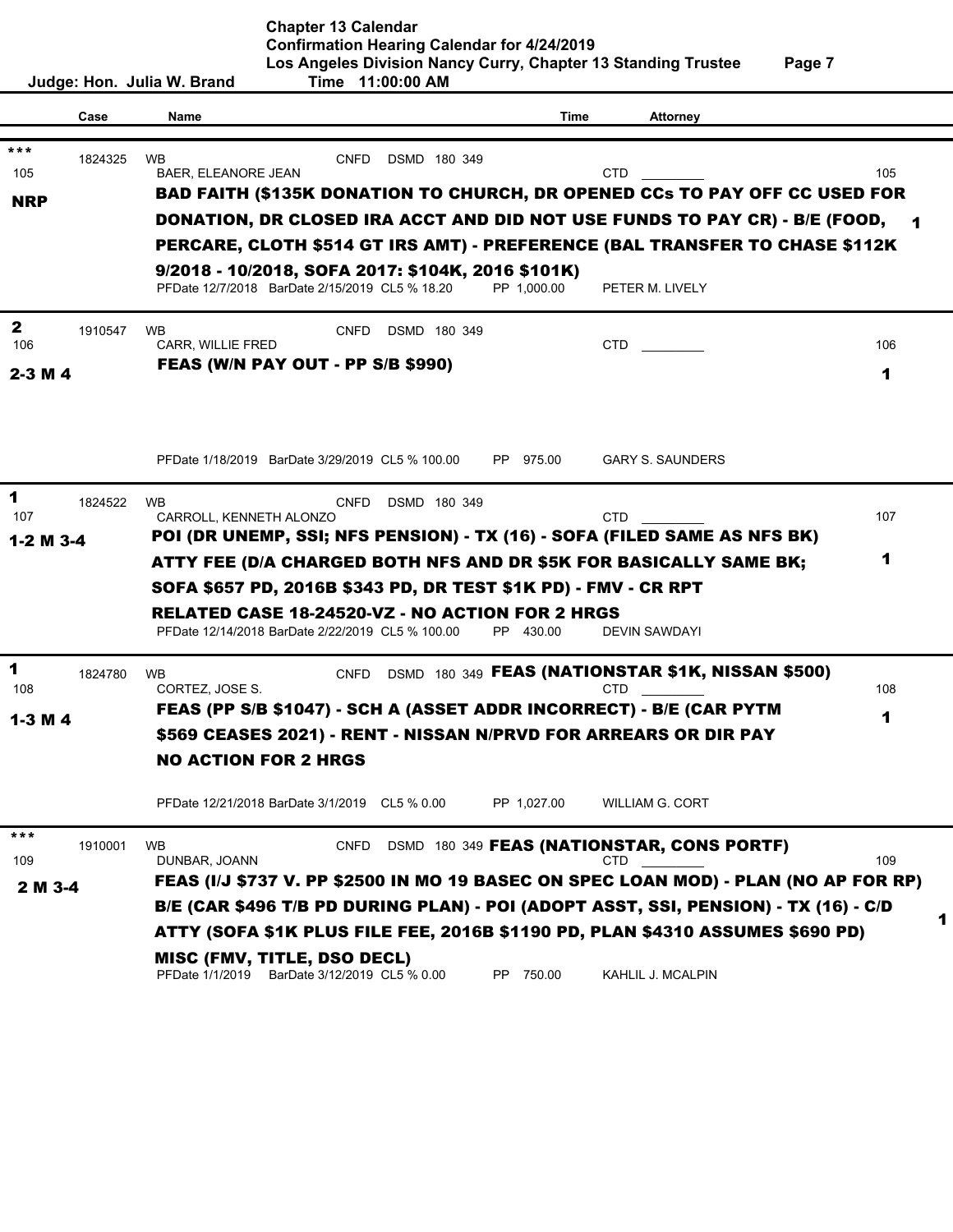Chapter 13 Calendar
Confirmation Hearing Calendar for 4/24/2019
Los Angeles Division Nancy Curry, Chapter 13 Standing Trustee

Judge: Hon. Julia W. Brand — Time 11:00:00 AM

| | Case | Name | Time | Attorney | |
|---|---|---|---|---|---|
| *** 105 NRP | 1824325 | WB BAER, ELEANORE JEAN CNFD DSMD 180 349 | | CTD ________ | 105 |
| | | **BAD FAITH ($135K DONATION TO CHURCH, DR OPENED CCs TO PAY OFF CC USED FOR DONATION, DR CLOSED IRA ACCT AND DID NOT USE FUNDS TO PAY CR) - B/E (FOOD, PERCARE, CLOTH $514 GT IRS AMT) - PREFERENCE (BAL TRANSFER TO CHASE $112K 9/2018 - 10/2018, SOFA 2017: $104K, 2016 $101K)** | | | 1 |
| | | PFDate 12/7/2018 BarDate 2/15/2019 CL5 % 18.20 | PP 1,000.00 | PETER M. LIVELY | |
| 2 106 2-3 M 4 | 1910547 | WB CARR, WILLIE FRED CNFD DSMD 180 349 | | CTD ________ | 106 |
| | | **FEAS (W/N PAY OUT - PP S/B $990)** | | | 1 |
| | | PFDate 1/18/2019 BarDate 3/29/2019 CL5 % 100.00 | PP 975.00 | GARY S. SAUNDERS | |
| 1 107 1-2 M 3-4 | 1824522 | WB CARROLL, KENNETH ALONZO CNFD DSMD 180 349 | | CTD ________ | 107 |
| | | **POI (DR UNEMP, SSI; NFS PENSION) - TX (16) - SOFA (FILED SAME AS NFS BK) ATTY FEE (D/A CHARGED BOTH NFS AND DR $5K FOR BASICALLY SAME BK; SOFA $657 PD, 2016B $343 PD, DR TEST $1K PD) - FMV - CR RPT RELATED CASE 18-24520-VZ - NO ACTION FOR 2 HRGS** | | | 1 |
| | | PFDate 12/14/2018 BarDate 2/22/2019 CL5 % 100.00 | PP 430.00 | DEVIN SAWDAYI | |
| 1 108 1-3 M 4 | 1824780 | WB CORTEZ, JOSE S. CNFD DSMD 180 349 **FEAS (NATIONSTAR $1K, NISSAN $500)** | | CTD ________ | 108 |
| | | **FEAS (PP S/B $1047) - SCH A (ASSET ADDR INCORRECT) - B/E (CAR PYTM $569 CEASES 2021) - RENT - NISSAN N/PRVD FOR ARREARS OR DIR PAY NO ACTION FOR 2 HRGS** | | | 1 |
| | | PFDate 12/21/2018 BarDate 3/1/2019 CL5 % 0.00 | PP 1,027.00 | WILLIAM G. CORT | |
| *** 109 2 M 3-4 | 1910001 | WB DUNBAR, JOANN CNFD DSMD 180 349 **FEAS (NATIONSTAR, CONS PORTF)** | | CTD ________ | 109 |
| | | **FEAS (I/J $737 V. PP $2500 IN MO 19 BASEC ON SPEC LOAN MOD) - PLAN (NO AP FOR RP) B/E (CAR $496 T/B PD DURING PLAN) - POI (ADOPT ASST, SSI, PENSION) - TX (16) - C/D ATTY (SOFA $1K PLUS FILE FEE, 2016B $1190 PD, PLAN $4310 ASSUMES $690 PD) MISC (FMV, TITLE, DSO DECL)** | | | 1 |
| | | PFDate 1/1/2019 BarDate 3/12/2019 CL5 % 0.00 | PP 750.00 | KAHLIL J. MCALPIN | |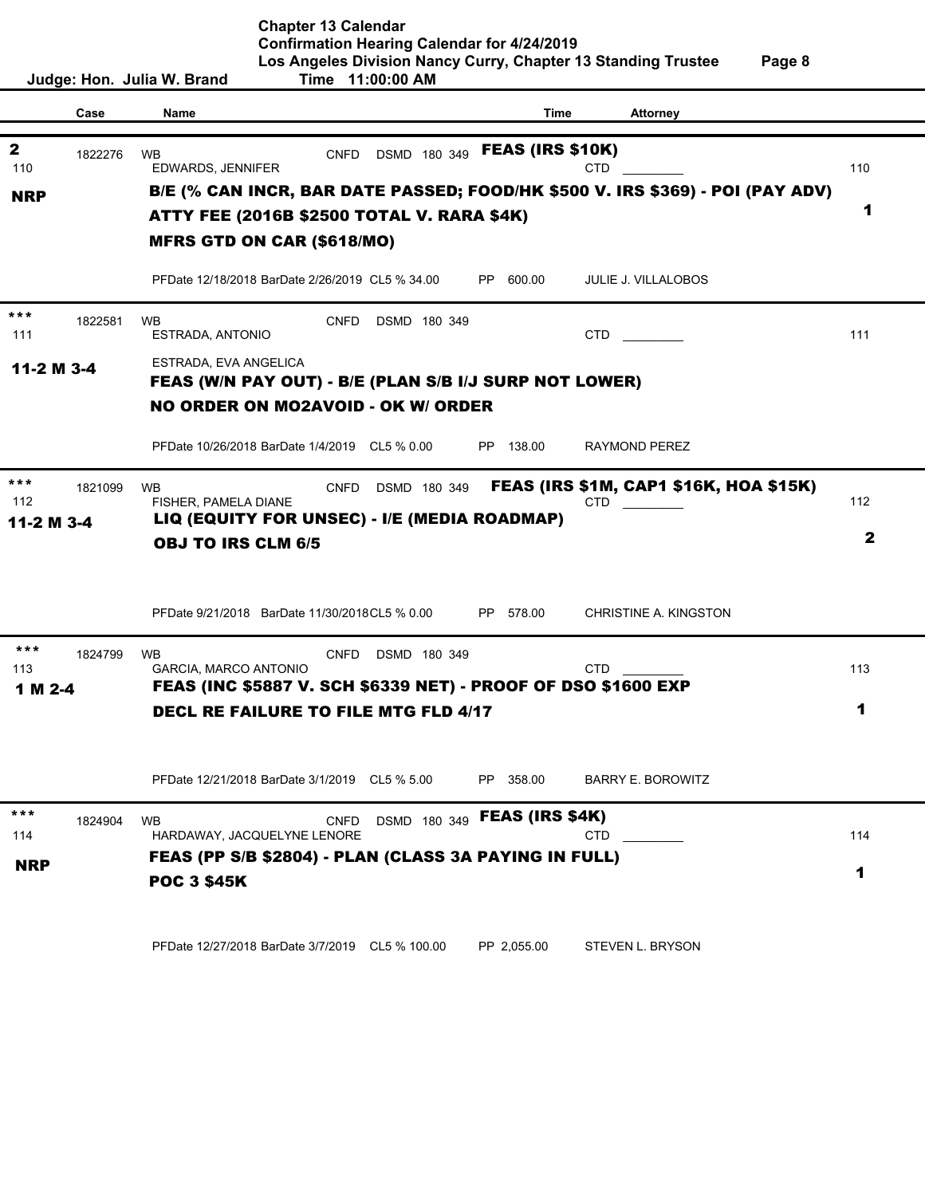# Chapter 13 Calendar

## Confirmation Hearing Calendar for 4/24/2019

## Los Angeles Division Nancy Curry, Chapter 13 Standing Trustee

**Judge: Hon. Julia W. Brand** — **Time 11:00:00 AM**

| | Case | Name | | Time | Attorney | |
|---|---|---|---|---|---|---|
| **2** 110 **NRP** | 1822276 | WB EDWARDS, JENNIFER | CNFD DSMD 180 349 | **FEAS (IRS $10K)** | CTD ________ | 110 |
| | | **B/E (% CAN INCR, BAR DATE PASSED; FOOD/HK $500 V. IRS $369) - POI (PAY ADV)** | | | | |
| | | **ATTY FEE (2016B $2500 TOTAL V. RARA $4K)** | | | | **1** |
| | | **MFRS GTD ON CAR ($618/MO)** | | | | |
| | | PFDate 12/18/2018 BarDate 2/26/2019 CL5 % 34.00 | | PP 600.00 | JULIE J. VILLALOBOS | |
| *** 111 **11-2 M 3-4** | 1822581 | WB ESTRADA, ANTONIO | CNFD DSMD 180 349 | | CTD ________ | 111 |
| | | ESTRADA, EVA ANGELICA | | | | |
| | | **FEAS (W/N PAY OUT) - B/E (PLAN S/B I/J SURP NOT LOWER)** | | | | |
| | | **NO ORDER ON MO2AVOID - OK W/ ORDER** | | | | |
| | | PFDate 10/26/2018 BarDate 1/4/2019 CL5 % 0.00 | | PP 138.00 | RAYMOND PEREZ | |
| *** 112 **11-2 M 3-4** | 1821099 | WB FISHER, PAMELA DIANE | CNFD DSMD 180 349 | **FEAS (IRS $1M, CAP1 $16K, HOA $15K)** | CTD ________ | 112 |
| | | **LIQ (EQUITY FOR UNSEC) - I/E (MEDIA ROADMAP)** | | | | |
| | | **OBJ TO IRS CLM 6/5** | | | | **2** |
| | | PFDate 9/21/2018 BarDate 11/30/2018 CL5 % 0.00 | | PP 578.00 | CHRISTINE A. KINGSTON | |
| *** 113 **1 M 2-4** | 1824799 | WB GARCIA, MARCO ANTONIO | CNFD DSMD 180 349 | | CTD ________ | 113 |
| | | **FEAS (INC $5887 V. SCH $6339 NET) - PROOF OF DSO $1600 EXP** | | | | |
| | | **DECL RE FAILURE TO FILE MTG FLD 4/17** | | | | **1** |
| | | PFDate 12/21/2018 BarDate 3/1/2019 CL5 % 5.00 | | PP 358.00 | BARRY E. BOROWITZ | |
| *** 114 **NRP** | 1824904 | WB HARDAWAY, JACQUELYNE LENORE | CNFD DSMD 180 349 | **FEAS (IRS $4K)** | CTD ________ | 114 |
| | | **FEAS (PP S/B $2804) - PLAN (CLASS 3A PAYING IN FULL)** | | | | |
| | | **POC 3 $45K** | | | | **1** |
| | | PFDate 12/27/2018 BarDate 3/7/2019 CL5 % 100.00 | | PP 2,055.00 | STEVEN L. BRYSON | |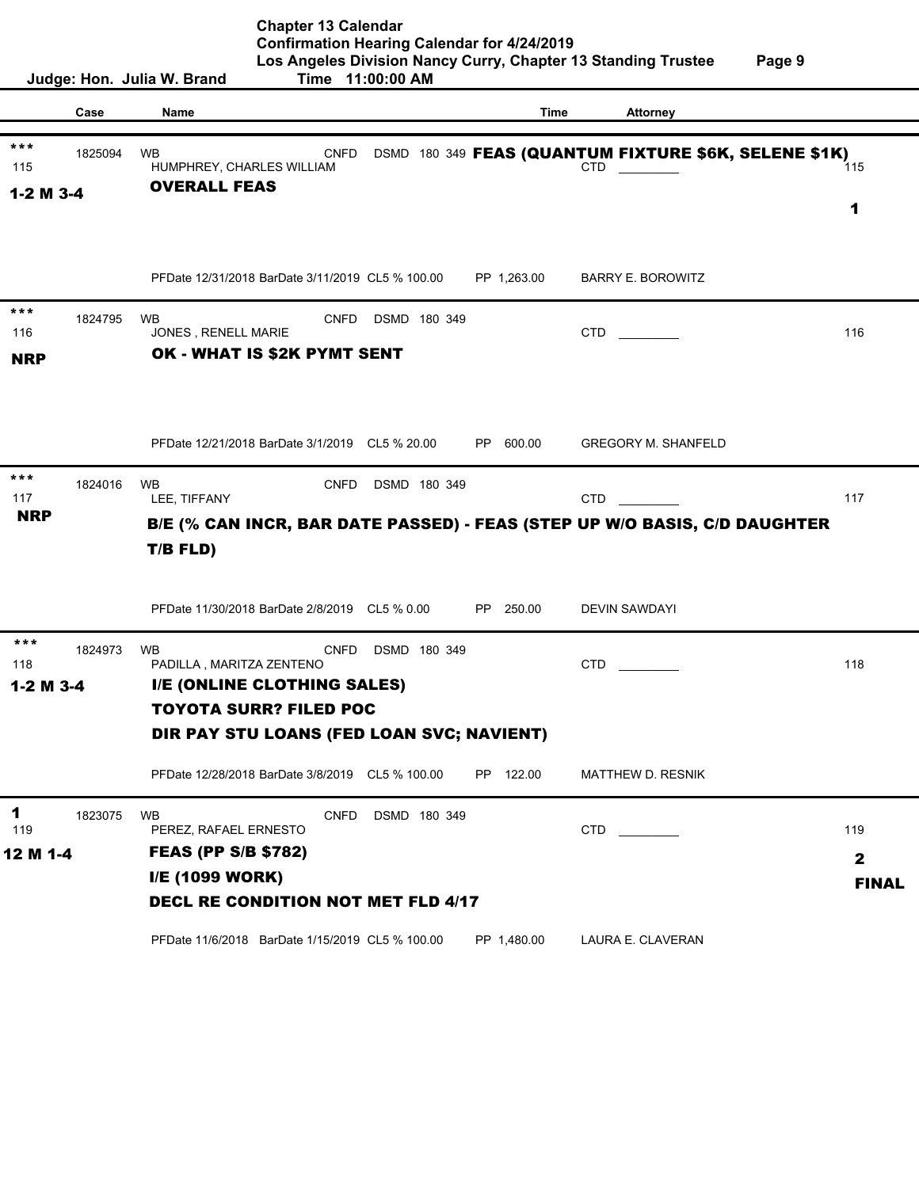# Chapter 13 Calendar

## Confirmation Hearing Calendar for 4/24/2019

**Los Angeles Division Nancy Curry, Chapter 13 Standing Trustee**

**Judge: Hon. Julia W. Brand** — **Time 11:00:00 AM**

| | Case | Name | | Time | Attorney | |
|---|---|---|---|---|---|---|
| *** 115 1-2 M 3-4 | 1825094 | WB HUMPHREY, CHARLES WILLIAM **OVERALL FEAS** | CNFD DSMD 180 349 **FEAS (QUANTUM FIXTURE $6K, SELENE $1K)** | | CTD ________ | 115 **1** |
| | | PFDate 12/31/2018 BarDate 3/11/2019 CL5 % 100.00 | | PP 1,263.00 | BARRY E. BOROWITZ | |
| *** 116 **NRP** | 1824795 | WB JONES , RENELL MARIE **OK - WHAT IS $2K PYMT SENT** | CNFD DSMD 180 349 | | CTD ________ | 116 |
| | | PFDate 12/21/2018 BarDate 3/1/2019 CL5 % 20.00 | | PP 600.00 | GREGORY M. SHANFELD | |
| *** 117 **NRP** | 1824016 | WB LEE, TIFFANY **B/E (% CAN INCR, BAR DATE PASSED) - FEAS (STEP UP W/O BASIS, C/D DAUGHTER T/B FLD)** | CNFD DSMD 180 349 | | CTD ________ | 117 |
| | | PFDate 11/30/2018 BarDate 2/8/2019 CL5 % 0.00 | | PP 250.00 | DEVIN SAWDAYI | |
| *** 118 1-2 M 3-4 | 1824973 | WB PADILLA , MARITZA ZENTENO **I/E (ONLINE CLOTHING SALES)** **TOYOTA SURR? FILED POC** **DIR PAY STU LOANS (FED LOAN SVC; NAVIENT)** | CNFD DSMD 180 349 | | CTD ________ | 118 |
| | | PFDate 12/28/2018 BarDate 3/8/2019 CL5 % 100.00 | | PP 122.00 | MATTHEW D. RESNIK | |
| **1** 119 **12 M 1-4** | 1823075 | WB PEREZ, RAFAEL ERNESTO **FEAS (PP S/B $782)** **I/E (1099 WORK)** **DECL RE CONDITION NOT MET FLD 4/17** | CNFD DSMD 180 349 | | CTD ________ | 119 **2** **FINAL** |
| | | PFDate 11/6/2018 BarDate 1/15/2019 CL5 % 100.00 | | PP 1,480.00 | LAURA E. CLAVERAN | |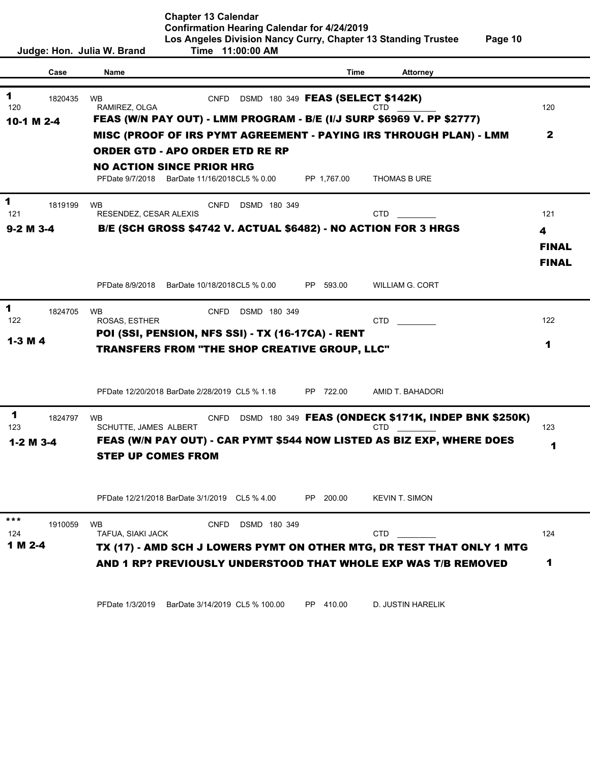Chapter 13 Calendar
Confirmation Hearing Calendar for 4/24/2019
Los Angeles Division Nancy Curry, Chapter 13 Standing Trustee

Judge: Hon. Julia W. Brand    Time 11:00:00 AM

| Case | Name | Time | Attorney |
|---|---|---|---|

---

**1** 1820435 WB CNFD DSMD 180 349 **FEAS (SELECT $142K)**
120 RAMIREZ, OLGA CTD ________ 120
**10-1 M 2-4** **FEAS (W/N PAY OUT) - LMM PROGRAM - B/E (I/J SURP $6969 V. PP $2777)**
**MISC (PROOF OF IRS PYMT AGREEMENT - PAYING IRS THROUGH PLAN) - LMM ORDER GTD - APO ORDER ETD RE RP**
**NO ACTION SINCE PRIOR HRG** **2**
PFDate 9/7/2018 BarDate 11/16/2018 CL5 % 0.00 PP 1,767.00 THOMAS B URE

---

**1** 1819199 WB CNFD DSMD 180 349
121 RESENDEZ, CESAR ALEXIS CTD ________ 121
**9-2 M 3-4** **B/E (SCH GROSS $4742 V. ACTUAL $6482) - NO ACTION FOR 3 HRGS** **4**
**FINAL**
**FINAL**
PFDate 8/9/2018 BarDate 10/18/2018 CL5 % 0.00 PP 593.00 WILLIAM G. CORT

---

**1** 1824705 WB CNFD DSMD 180 349
122 ROSAS, ESTHER CTD ________ 122
**1-3 M 4** **POI (SSI, PENSION, NFS SSI) - TX (16-17CA) - RENT TRANSFERS FROM "THE SHOP CREATIVE GROUP, LLC"** **1**
PFDate 12/20/2018 BarDate 2/28/2019 CL5 % 1.18 PP 722.00 AMID T. BAHADORI

---

**1** 1824797 WB CNFD DSMD 180 349 **FEAS (ONDECK $171K, INDEP BNK $250K)**
123 SCHUTTE, JAMES ALBERT CTD ________ 123
**1-2 M 3-4** **FEAS (W/N PAY OUT) - CAR PYMT $544 NOW LISTED AS BIZ EXP, WHERE DOES STEP UP COMES FROM** **1**
PFDate 12/21/2018 BarDate 3/1/2019 CL5 % 4.00 PP 200.00 KEVIN T. SIMON

---

**\*\*\*** 1910059 WB CNFD DSMD 180 349
124 TAFUA, SIAKI JACK CTD ________ 124
**1 M 2-4** **TX (17) - AMD SCH J LOWERS PYMT ON OTHER MTG, DR TEST THAT ONLY 1 MTG AND 1 RP? PREVIOUSLY UNDERSTOOD THAT WHOLE EXP WAS T/B REMOVED** **1**
PFDate 1/3/2019 BarDate 3/14/2019 CL5 % 100.00 PP 410.00 D. JUSTIN HARELIK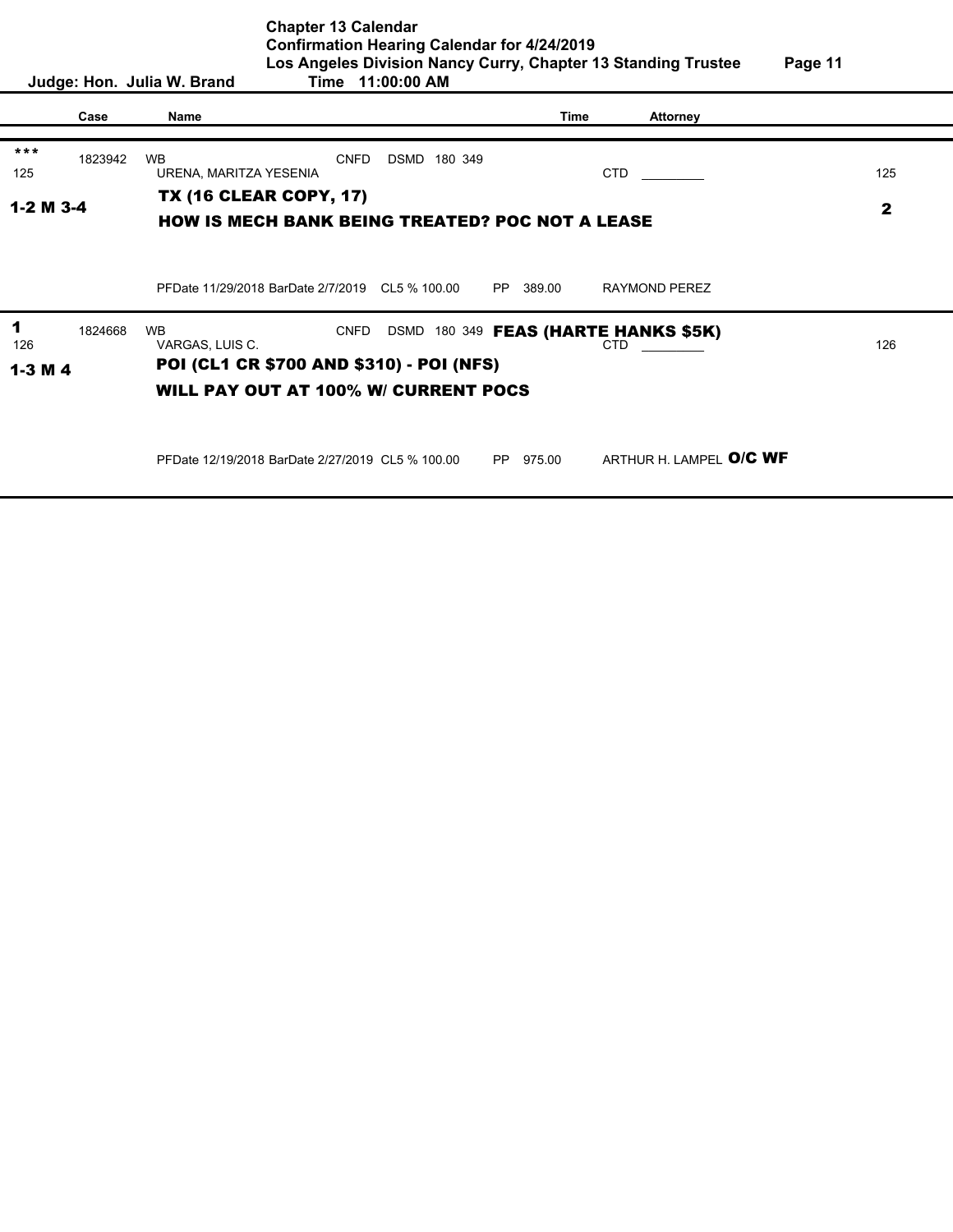**Chapter 13 Calendar**
**Confirmation Hearing Calendar for 4/24/2019**
**Los Angeles Division Nancy Curry, Chapter 13 Standing Trustee**

**Judge: Hon. Julia W. Brand** **Time 11:00:00 AM**

| | Case | Name | | Time | Attorney | |
|---|---|---|---|---|---|---|
| *** 125 | 1823942 | WB URENA, MARITZA YESENIA | CNFD DSMD 180 349 | | CTD ________ | 125 |
| 1-2 M 3-4 | | **TX (16 CLEAR COPY, 17)** **HOW IS MECH BANK BEING TREATED? POC NOT A LEASE** | | | | **2** |
| | | PFDate 11/29/2018 BarDate 2/7/2019 | CL5 % 100.00 | PP 389.00 | RAYMOND PEREZ | |
| **1** 126 | 1824668 | WB VARGAS, LUIS C. | CNFD DSMD 180 349 **FEAS (HARTE HANKS $5K)** | | CTD ________ | 126 |
| 1-3 M 4 | | **POI (CL1 CR $700 AND $310) - POI (NFS)** **WILL PAY OUT AT 100% W/ CURRENT POCS** | | | | |
| | | PFDate 12/19/2018 BarDate 2/27/2019 | CL5 % 100.00 | PP 975.00 | ARTHUR H. LAMPEL **O/C WF** | |